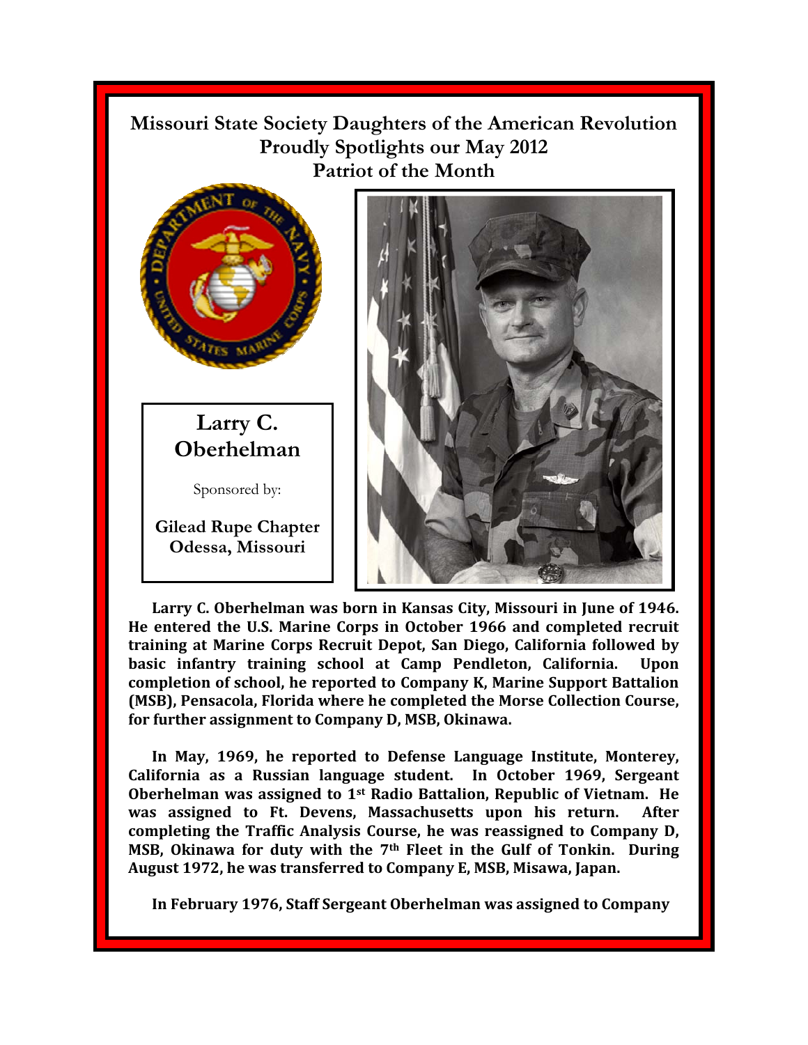# Missouri State Society Daughters of the American Revolution Proudly Spotlights our May 2012 Patriot of the Month

## Larry C. Oberhelman

Sponsored by:

**Gilead Rupe Chapter**
**Odessa, Missouri**

**Larry C. Oberhelman was born in Kansas City, Missouri in June of 1946. He entered the U.S. Marine Corps in October 1966 and completed recruit training at Marine Corps Recruit Depot, San Diego, California followed by basic infantry training school at Camp Pendleton, California. Upon completion of school, he reported to Company K, Marine Support Battalion (MSB), Pensacola, Florida where he completed the Morse Collection Course, for further assignment to Company D, MSB, Okinawa.**

**In May, 1969, he reported to Defense Language Institute, Monterey, California as a Russian language student. In October 1969, Sergeant Oberhelman was assigned to 1st Radio Battalion, Republic of Vietnam. He was assigned to Ft. Devens, Massachusetts upon his return. After completing the Traffic Analysis Course, he was reassigned to Company D, MSB, Okinawa for duty with the 7th Fleet in the Gulf of Tonkin. During August 1972, he was transferred to Company E, MSB, Misawa, Japan.**

**In February 1976, Staff Sergeant Oberhelman was assigned to Company**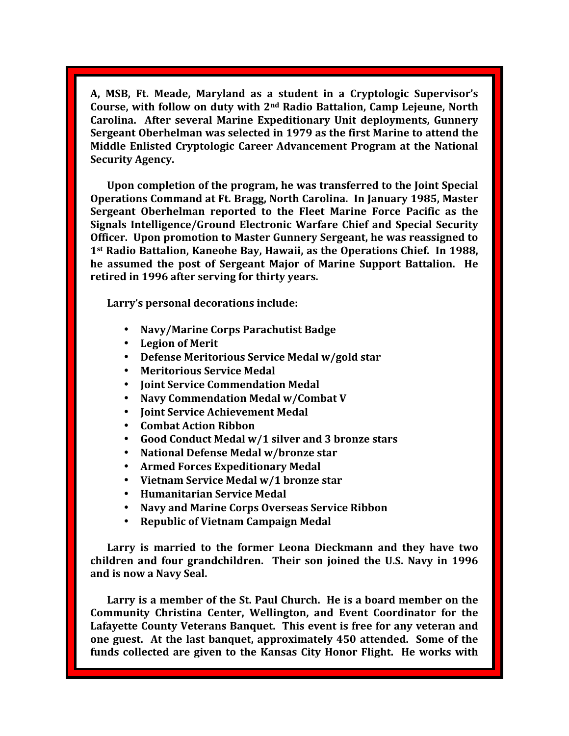**A, MSB, Ft. Meade, Maryland as a student in a Cryptologic Supervisor's Course, with follow on duty with 2nd Radio Battalion, Camp Lejeune, North Carolina. After several Marine Expeditionary Unit deployments, Gunnery Sergeant Oberhelman was selected in 1979 as the first Marine to attend the Middle Enlisted Cryptologic Career Advancement Program at the National Security Agency.**

**Upon completion of the program, he was transferred to the Joint Special Operations Command at Ft. Bragg, North Carolina. In January 1985, Master Sergeant Oberhelman reported to the Fleet Marine Force Pacific as the Signals Intelligence/Ground Electronic Warfare Chief and Special Security Officer. Upon promotion to Master Gunnery Sergeant, he was reassigned to 1st Radio Battalion, Kaneohe Bay, Hawaii, as the Operations Chief. In 1988, he assumed the post of Sergeant Major of Marine Support Battalion. He retired in 1996 after serving for thirty years.**

**Larry's personal decorations include:**

- **Navy/Marine Corps Parachutist Badge**
- **Legion of Merit**
- **Defense Meritorious Service Medal w/gold star**
- **Meritorious Service Medal**
- **Joint Service Commendation Medal**
- **Navy Commendation Medal w/Combat V**
- **Joint Service Achievement Medal**
- **Combat Action Ribbon**
- **Good Conduct Medal w/1 silver and 3 bronze stars**
- **National Defense Medal w/bronze star**
- **Armed Forces Expeditionary Medal**
- **Vietnam Service Medal w/1 bronze star**
- **Humanitarian Service Medal**
- **Navy and Marine Corps Overseas Service Ribbon**
- **Republic of Vietnam Campaign Medal**

**Larry is married to the former Leona Dieckmann and they have two children and four grandchildren. Their son joined the U.S. Navy in 1996 and is now a Navy Seal.**

**Larry is a member of the St. Paul Church. He is a board member on the Community Christina Center, Wellington, and Event Coordinator for the Lafayette County Veterans Banquet. This event is free for any veteran and one guest. At the last banquet, approximately 450 attended. Some of the funds collected are given to the Kansas City Honor Flight. He works with**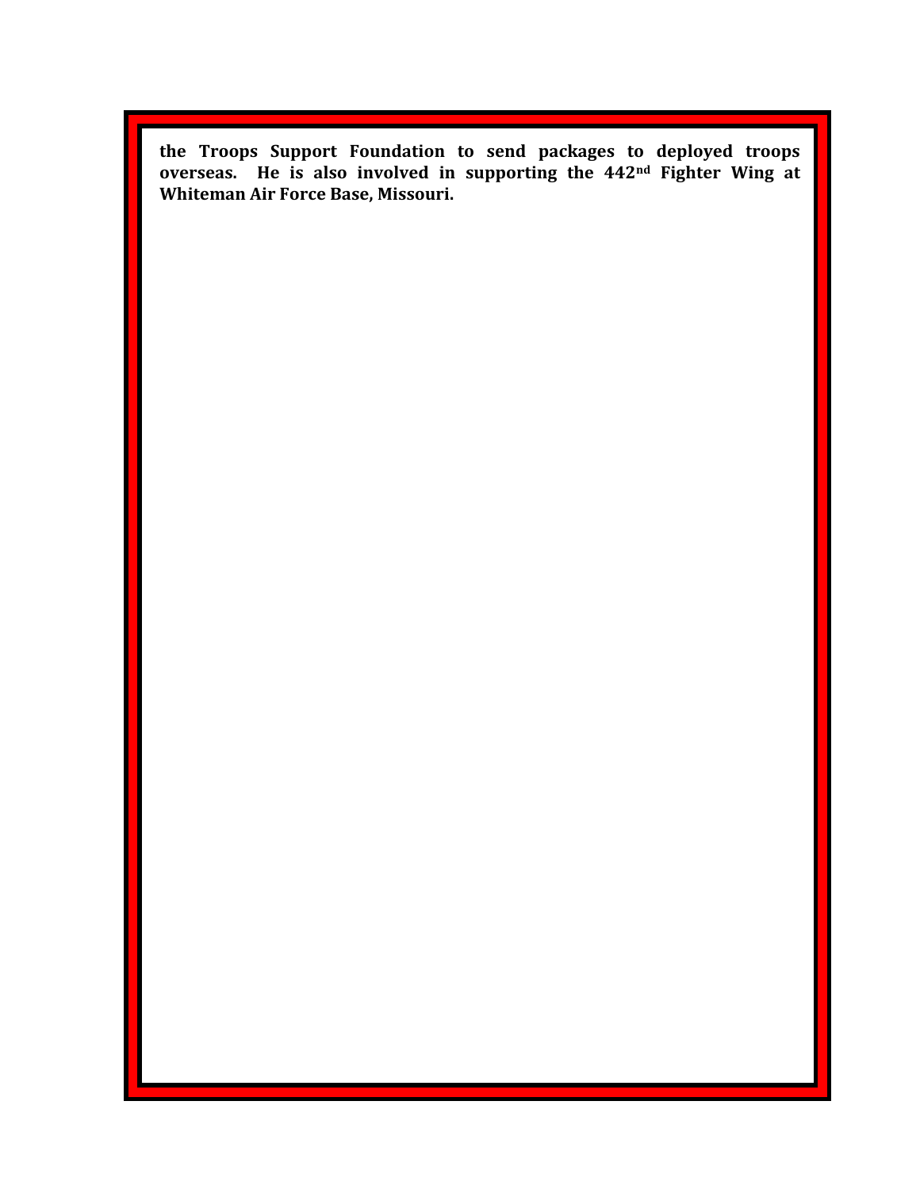**the Troops Support Foundation to send packages to deployed troops overseas. He is also involved in supporting the 442nd Fighter Wing at Whiteman Air Force Base, Missouri.**